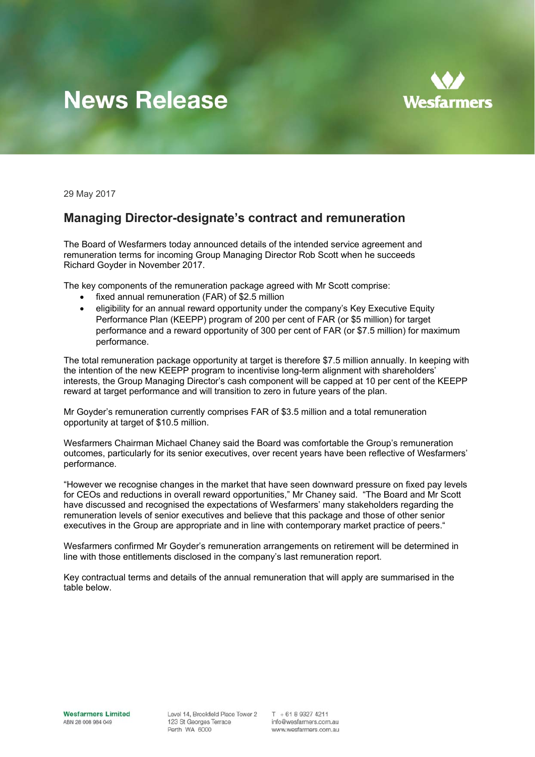# News Release

Wesfarmers

29 May 2017

## Managing Director-designate's contract and remuneration

The Board of Wesfarmers today announced details of the intended service agreement and remuneration terms for incoming Group Managing Director Rob Scott when he succeeds Richard Goyder in November 2017.

The key components of the remuneration package agreed with Mr Scott comprise:

- fixed annual remuneration (FAR) of $2.5 million
- eligibility for an annual reward opportunity under the company's Key Executive Equity Performance Plan (KEEPP) program of 200 per cent of FAR (or $5 million) for target performance and a reward opportunity of 300 per cent of FAR (or $7.5 million) for maximum performance.

The total remuneration package opportunity at target is therefore $7.5 million annually. In keeping with the intention of the new KEEPP program to incentivise long-term alignment with shareholders' interests, the Group Managing Director's cash component will be capped at 10 per cent of the KEEPP reward at target performance and will transition to zero in future years of the plan.

Mr Goyder's remuneration currently comprises FAR of $3.5 million and a total remuneration opportunity at target of $10.5 million.

Wesfarmers Chairman Michael Chaney said the Board was comfortable the Group's remuneration outcomes, particularly for its senior executives, over recent years have been reflective of Wesfarmers' performance.

"However we recognise changes in the market that have seen downward pressure on fixed pay levels for CEOs and reductions in overall reward opportunities," Mr Chaney said. "The Board and Mr Scott have discussed and recognised the expectations of Wesfarmers' many stakeholders regarding the remuneration levels of senior executives and believe that this package and those of other senior executives in the Group are appropriate and in line with contemporary market practice of peers."

Wesfarmers confirmed Mr Goyder's remuneration arrangements on retirement will be determined in line with those entitlements disclosed in the company's last remuneration report.

Key contractual terms and details of the annual remuneration that will apply are summarised in the table below.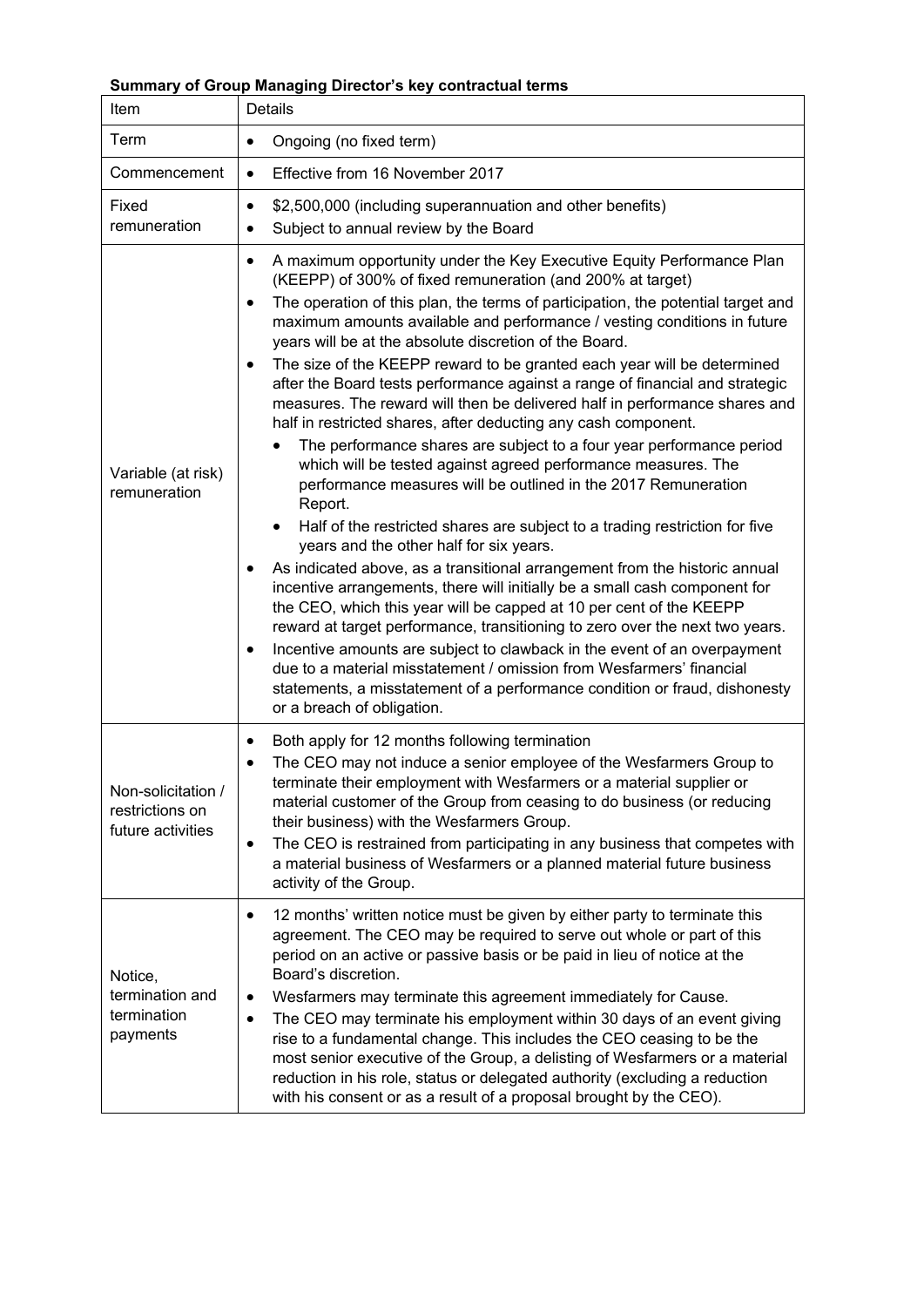**Summary of Group Managing Director's key contractual terms**

| Item | Details |
|---|---|
| Term | • Ongoing (no fixed term) |
| Commencement | • Effective from 16 November 2017 |
| Fixed remuneration | • $2,500,000 (including superannuation and other benefits)<br>• Subject to annual review by the Board |
| Variable (at risk) remuneration | • A maximum opportunity under the Key Executive Equity Performance Plan (KEEPP) of 300% of fixed remuneration (and 200% at target)<br>• The operation of this plan, the terms of participation, the potential target and maximum amounts available and performance / vesting conditions in future years will be at the absolute discretion of the Board.<br>• The size of the KEEPP reward to be granted each year will be determined after the Board tests performance against a range of financial and strategic measures. The reward will then be delivered half in performance shares and half in restricted shares, after deducting any cash component.<br>&nbsp;&nbsp;&nbsp;&nbsp;• The performance shares are subject to a four year performance period which will be tested against agreed performance measures. The performance measures will be outlined in the 2017 Remuneration Report.<br>&nbsp;&nbsp;&nbsp;&nbsp;• Half of the restricted shares are subject to a trading restriction for five years and the other half for six years.<br>• As indicated above, as a transitional arrangement from the historic annual incentive arrangements, there will initially be a small cash component for the CEO, which this year will be capped at 10 per cent of the KEEPP reward at target performance, transitioning to zero over the next two years.<br>• Incentive amounts are subject to clawback in the event of an overpayment due to a material misstatement / omission from Wesfarmers' financial statements, a misstatement of a performance condition or fraud, dishonesty or a breach of obligation. |
| Non-solicitation / restrictions on future activities | • Both apply for 12 months following termination<br>• The CEO may not induce a senior employee of the Wesfarmers Group to terminate their employment with Wesfarmers or a material supplier or material customer of the Group from ceasing to do business (or reducing their business) with the Wesfarmers Group.<br>• The CEO is restrained from participating in any business that competes with a material business of Wesfarmers or a planned material future business activity of the Group. |
| Notice, termination and termination payments | • 12 months' written notice must be given by either party to terminate this agreement. The CEO may be required to serve out whole or part of this period on an active or passive basis or be paid in lieu of notice at the Board's discretion.<br>• Wesfarmers may terminate this agreement immediately for Cause.<br>• The CEO may terminate his employment within 30 days of an event giving rise to a fundamental change. This includes the CEO ceasing to be the most senior executive of the Group, a delisting of Wesfarmers or a material reduction in his role, status or delegated authority (excluding a reduction with his consent or as a result of a proposal brought by the CEO). |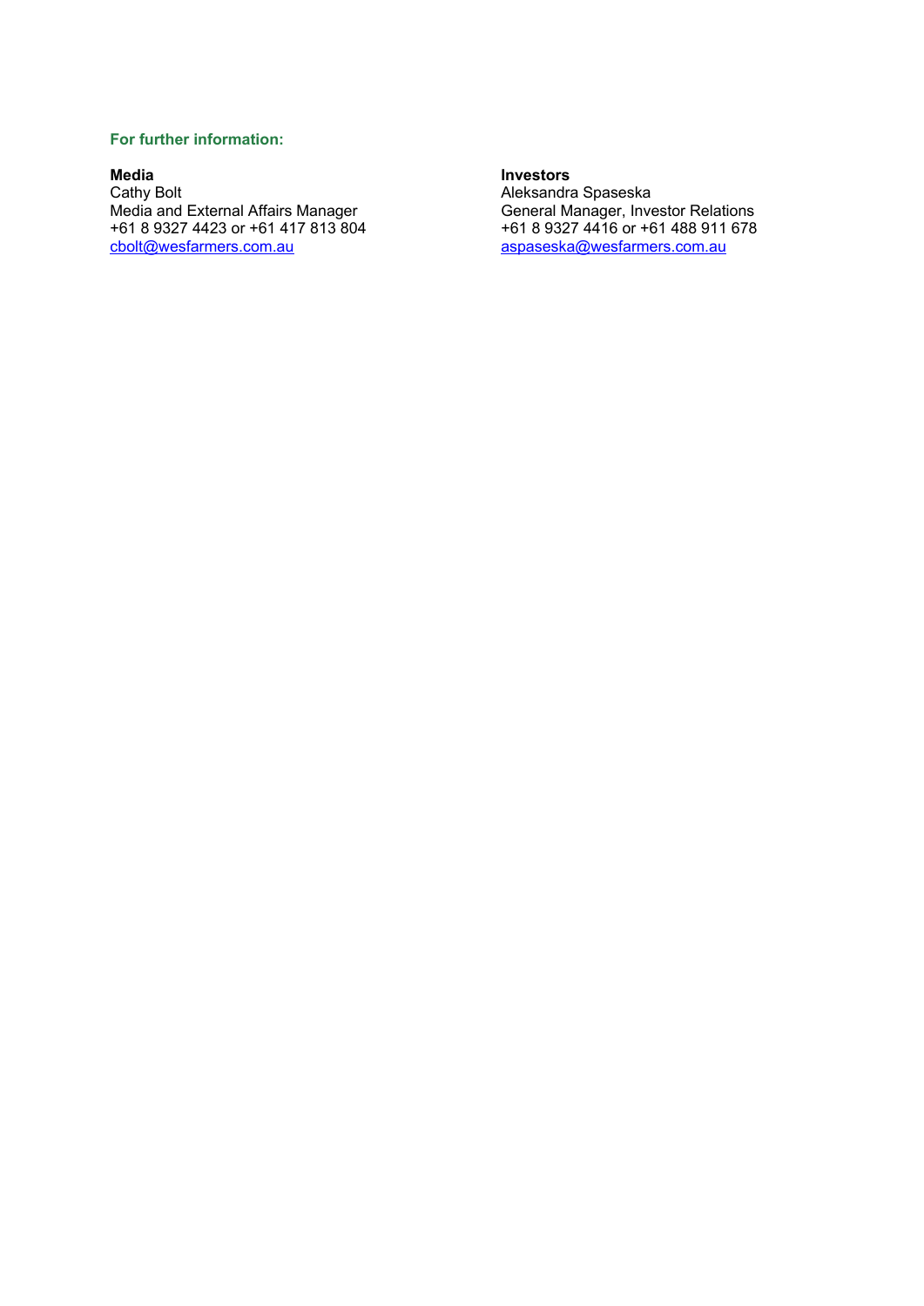**For further information:**

**Media**
Cathy Bolt
Media and External Affairs Manager
+61 8 9327 4423 or +61 417 813 804
cbolt@wesfarmers.com.au

**Investors**
Aleksandra Spaseska
General Manager, Investor Relations
+61 8 9327 4416 or +61 488 911 678
aspaseska@wesfarmers.com.au